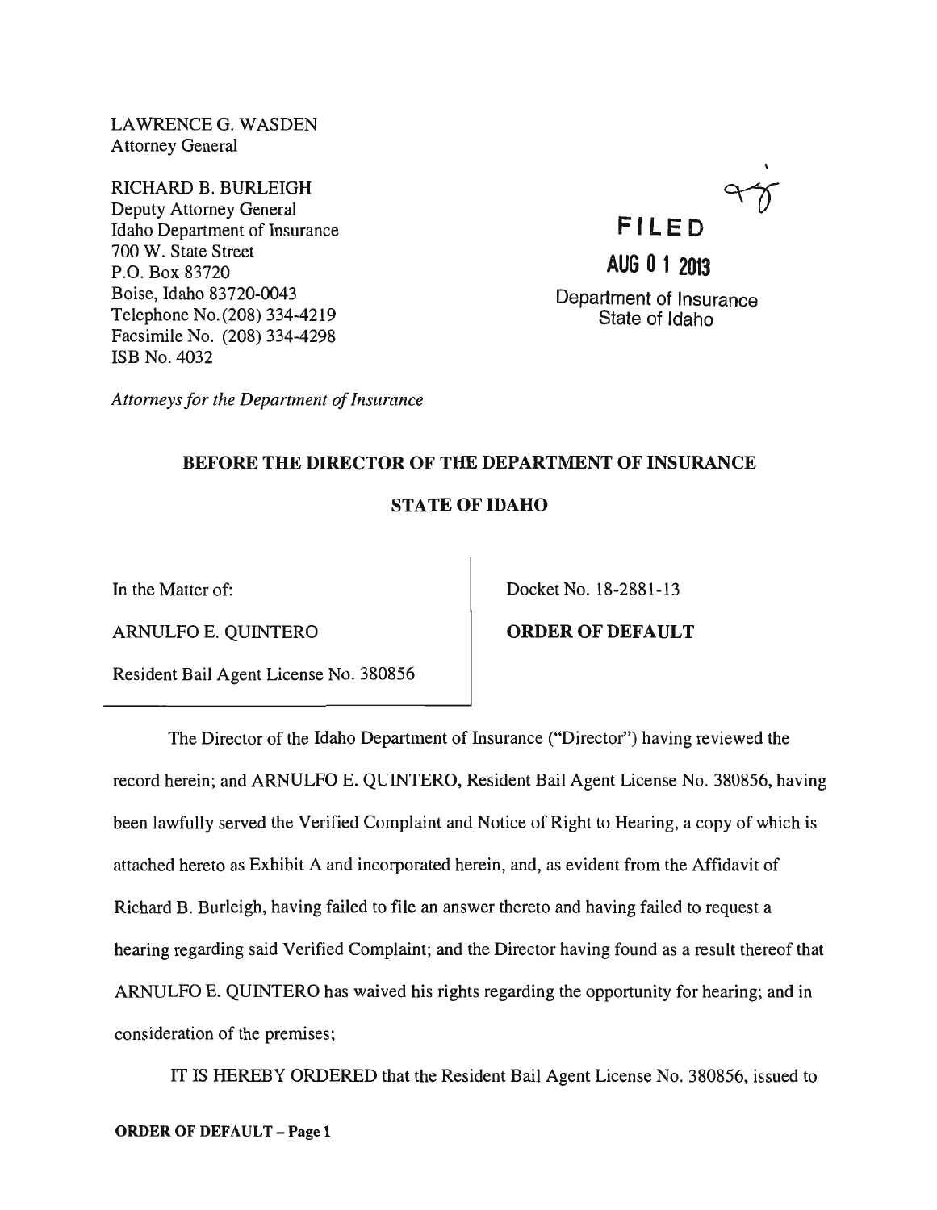LAWRENCE G. WASDEN
Attorney General

RICHARD B. BURLEIGH
Deputy Attorney General
Idaho Department of Insurance
700 W. State Street
P.O. Box 83720
Boise, Idaho 83720-0043
Telephone No. (208) 334-4219
Facsimile No. (208) 334-4298
ISB No. 4032

*Attorneys for the Department of Insurance*

**FILED**

**AUG 01 2013**

Department of Insurance
State of Idaho

**BEFORE THE DIRECTOR OF THE DEPARTMENT OF INSURANCE**

**STATE OF IDAHO**

| | |
|---|---|
| In the Matter of: | Docket No. 18-2881-13 |
| ARNULFO E. QUINTERO | **ORDER OF DEFAULT** |
| Resident Bail Agent License No. 380856 | |

The Director of the Idaho Department of Insurance ("Director") having reviewed the record herein; and ARNULFO E. QUINTERO, Resident Bail Agent License No. 380856, having been lawfully served the Verified Complaint and Notice of Right to Hearing, a copy of which is attached hereto as Exhibit A and incorporated herein, and, as evident from the Affidavit of Richard B. Burleigh, having failed to file an answer thereto and having failed to request a hearing regarding said Verified Complaint; and the Director having found as a result thereof that ARNULFO E. QUINTERO has waived his rights regarding the opportunity for hearing; and in consideration of the premises;

IT IS HEREBY ORDERED that the Resident Bail Agent License No. 380856, issued to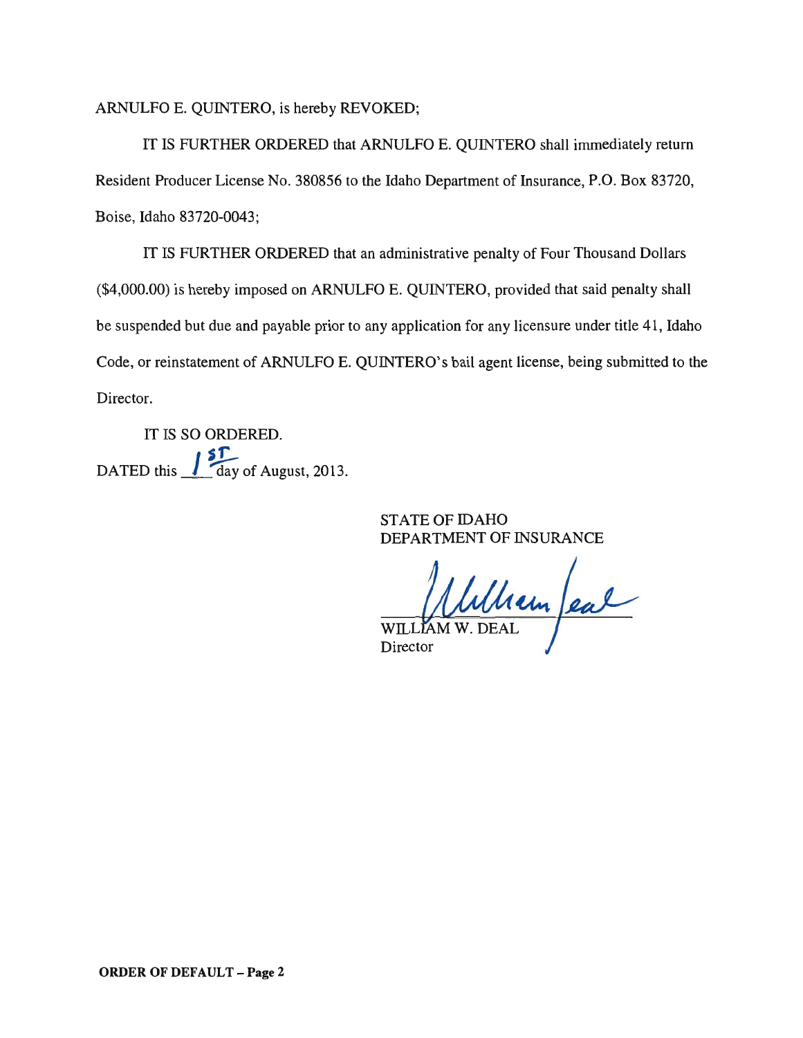ARNULFO E. QUINTERO, is hereby REVOKED;

IT IS FURTHER ORDERED that ARNULFO E. QUINTERO shall immediately return Resident Producer License No. 380856 to the Idaho Department of Insurance, P.O. Box 83720, Boise, Idaho 83720-0043;

IT IS FURTHER ORDERED that an administrative penalty of Four Thousand Dollars ($4,000.00) is hereby imposed on ARNULFO E. QUINTERO, provided that said penalty shall be suspended but due and payable prior to any application for any licensure under title 41, Idaho Code, or reinstatement of ARNULFO E. QUINTERO's bail agent license, being submitted to the Director.

IT IS SO ORDERED.

DATED this 1st day of August, 2013.

STATE OF IDAHO
DEPARTMENT OF INSURANCE

William Deal

WILLIAM W. DEAL
Director

**ORDER OF DEFAULT – Page 2**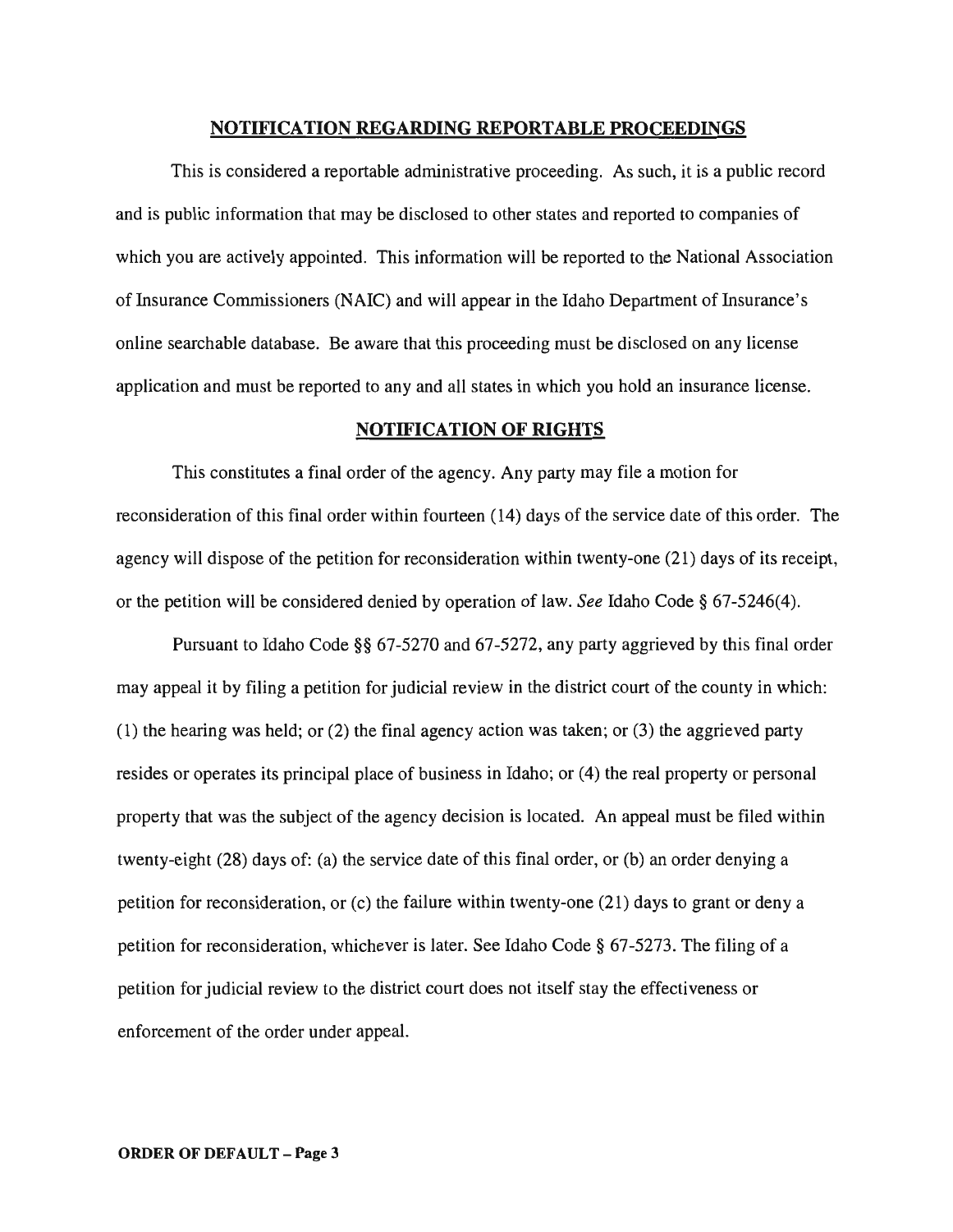## NOTIFICATION REGARDING REPORTABLE PROCEEDINGS

This is considered a reportable administrative proceeding. As such, it is a public record and is public information that may be disclosed to other states and reported to companies of which you are actively appointed. This information will be reported to the National Association of Insurance Commissioners (NAIC) and will appear in the Idaho Department of Insurance's online searchable database. Be aware that this proceeding must be disclosed on any license application and must be reported to any and all states in which you hold an insurance license.

## NOTIFICATION OF RIGHTS

This constitutes a final order of the agency. Any party may file a motion for reconsideration of this final order within fourteen (14) days of the service date of this order. The agency will dispose of the petition for reconsideration within twenty-one (21) days of its receipt, or the petition will be considered denied by operation of law. *See* Idaho Code § 67-5246(4).

Pursuant to Idaho Code §§ 67-5270 and 67-5272, any party aggrieved by this final order may appeal it by filing a petition for judicial review in the district court of the county in which: (1) the hearing was held; or (2) the final agency action was taken; or (3) the aggrieved party resides or operates its principal place of business in Idaho; or (4) the real property or personal property that was the subject of the agency decision is located. An appeal must be filed within twenty-eight (28) days of: (a) the service date of this final order, or (b) an order denying a petition for reconsideration, or (c) the failure within twenty-one (21) days to grant or deny a petition for reconsideration, whichever is later. See Idaho Code § 67-5273. The filing of a petition for judicial review to the district court does not itself stay the effectiveness or enforcement of the order under appeal.

**ORDER OF DEFAULT – Page 3**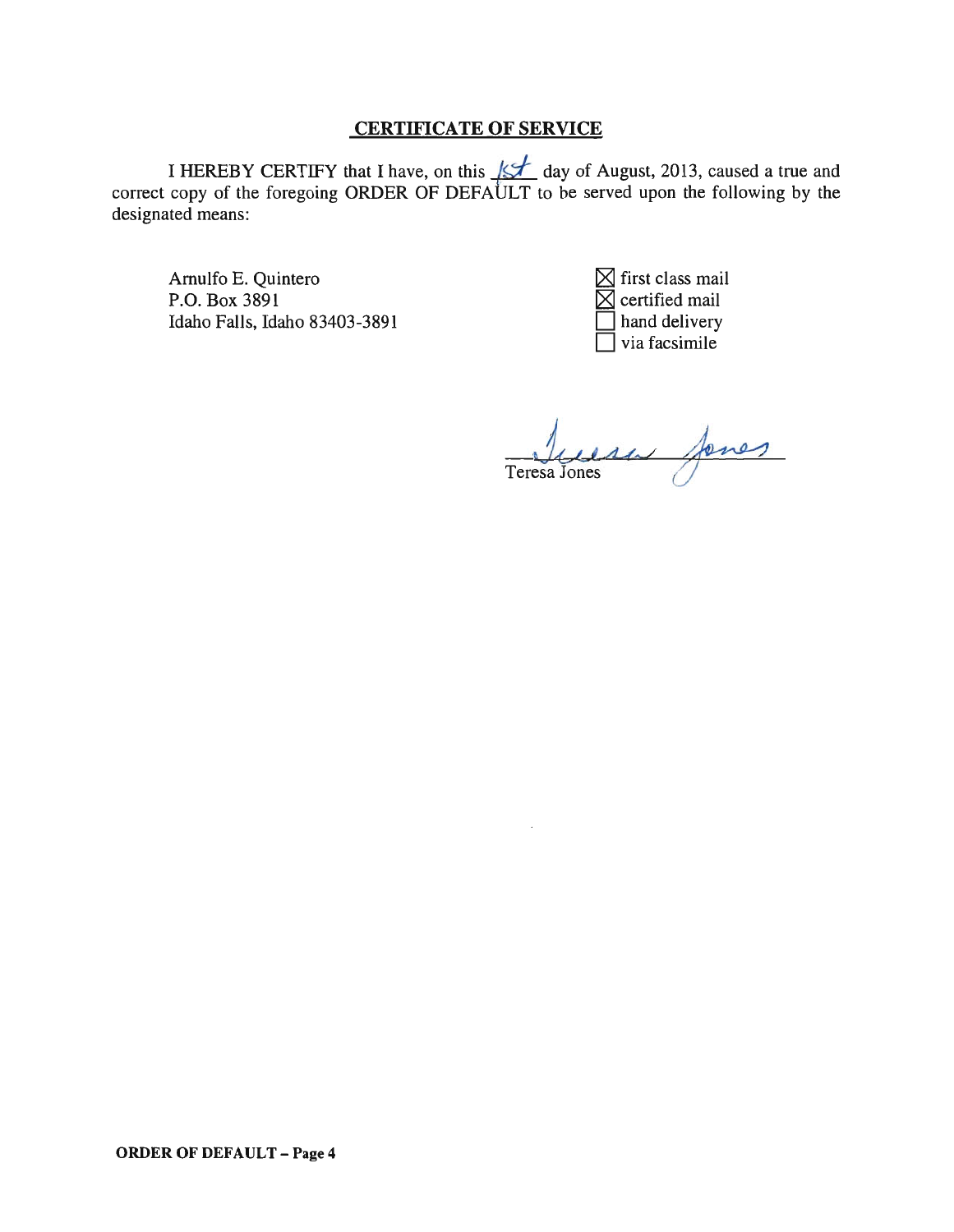## CERTIFICATE OF SERVICE

I HEREBY CERTIFY that I have, on this 1st day of August, 2013, caused a true and correct copy of the foregoing ORDER OF DEFAULT to be served upon the following by the designated means:

Arnulfo E. Quintero
P.O. Box 3891
Idaho Falls, Idaho 83403-3891

☒ first class mail
☒ certified mail
☐ hand delivery
☐ via facsimile

Teresa Jones

**ORDER OF DEFAULT – Page 4**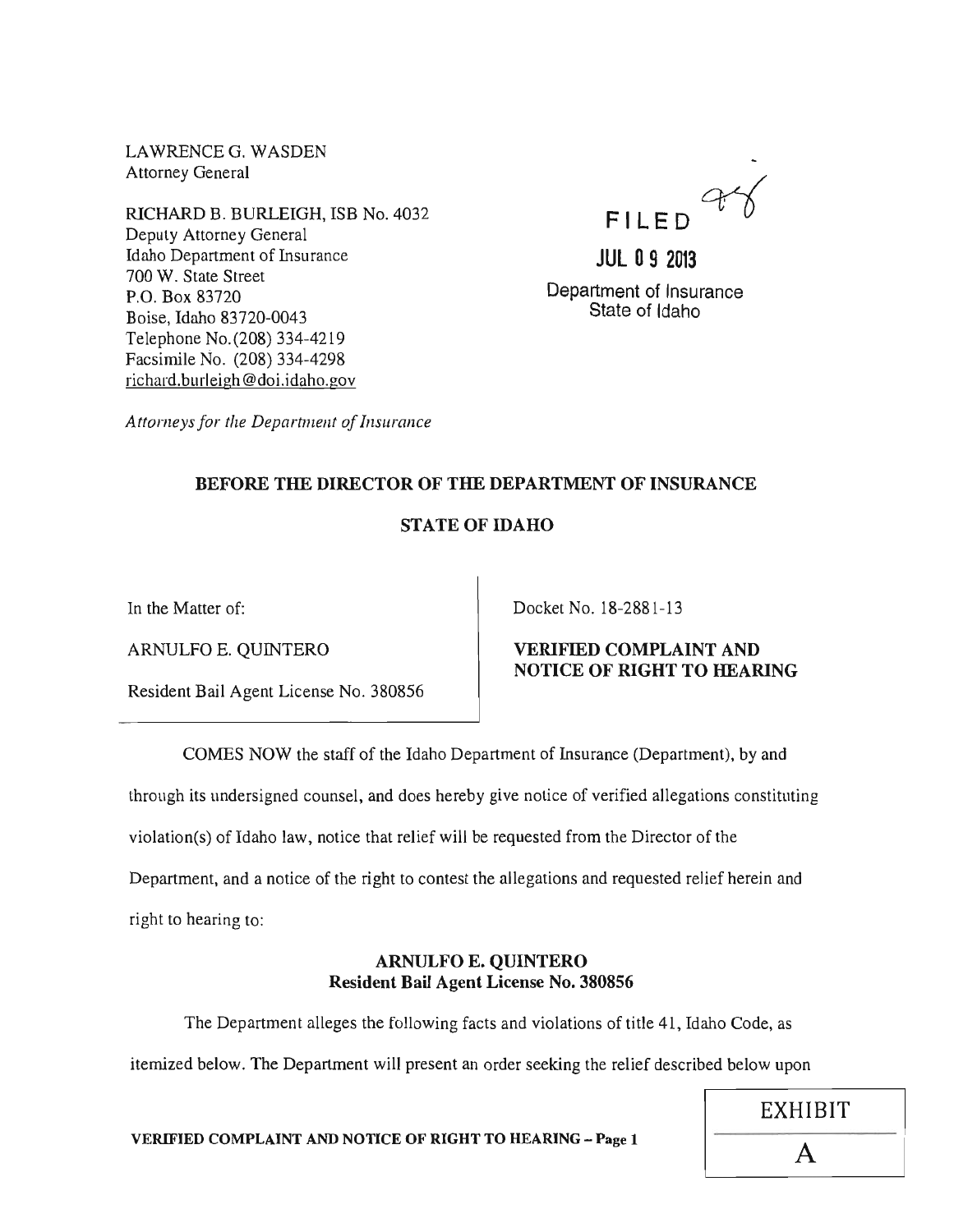LAWRENCE G. WASDEN
Attorney General

RICHARD B. BURLEIGH, ISB No. 4032
Deputy Attorney General
Idaho Department of Insurance
700 W. State Street
P.O. Box 83720
Boise, Idaho 83720-0043
Telephone No.(208) 334-4219
Facsimile No. (208) 334-4298
richard.burleigh@doi.idaho.gov

*Attorneys for the Department of Insurance*

FILED

JUL 09 2013

Department of Insurance
State of Idaho

## BEFORE THE DIRECTOR OF THE DEPARTMENT OF INSURANCE

## STATE OF IDAHO

In the Matter of:

ARNULFO E. QUINTERO

Resident Bail Agent License No. 380856

Docket No. 18-2881-13

**VERIFIED COMPLAINT AND NOTICE OF RIGHT TO HEARING**

COMES NOW the staff of the Idaho Department of Insurance (Department), by and through its undersigned counsel, and does hereby give notice of verified allegations constituting violation(s) of Idaho law, notice that relief will be requested from the Director of the Department, and a notice of the right to contest the allegations and requested relief herein and right to hearing to:

**ARNULFO E. QUINTERO**
**Resident Bail Agent License No. 380856**

The Department alleges the following facts and violations of title 41, Idaho Code, as itemized below. The Department will present an order seeking the relief described below upon

**VERIFIED COMPLAINT AND NOTICE OF RIGHT TO HEARING – Page 1**

EXHIBIT
A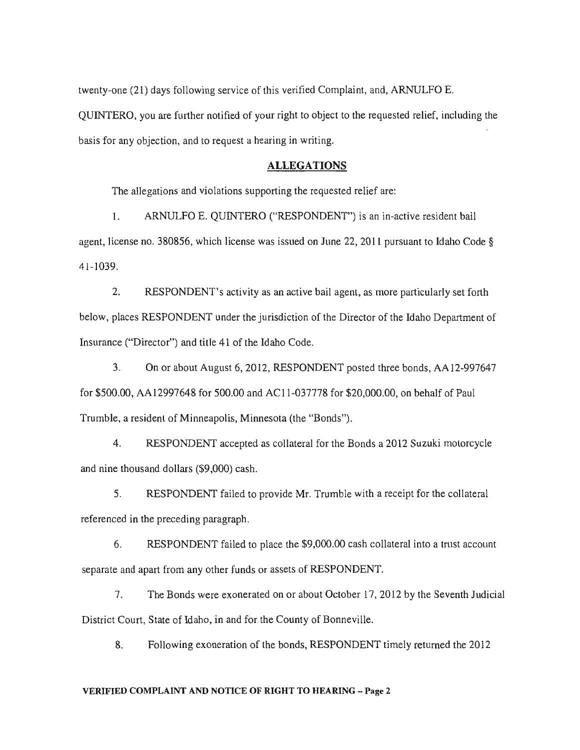twenty-one (21) days following service of this verified Complaint, and, ARNULFO E. QUINTERO, you are further notified of your right to object to the requested relief, including the basis for any objection, and to request a hearing in writing.

## ALLEGATIONS

The allegations and violations supporting the requested relief are:

1. ARNULFO E. QUINTERO ("RESPONDENT") is an in-active resident bail agent, license no. 380856, which license was issued on June 22, 2011 pursuant to Idaho Code § 41-1039.

2. RESPONDENT's activity as an active bail agent, as more particularly set forth below, places RESPONDENT under the jurisdiction of the Director of the Idaho Department of Insurance ("Director") and title 41 of the Idaho Code.

3. On or about August 6, 2012, RESPONDENT posted three bonds, AA12-997647 for $500.00, AA12997648 for 500.00 and AC11-037778 for $20,000.00, on behalf of Paul Trumble, a resident of Minneapolis, Minnesota (the "Bonds").

4. RESPONDENT accepted as collateral for the Bonds a 2012 Suzuki motorcycle and nine thousand dollars ($9,000) cash.

5. RESPONDENT failed to provide Mr. Trumble with a receipt for the collateral referenced in the preceding paragraph.

6. RESPONDENT failed to place the $9,000.00 cash collateral into a trust account separate and apart from any other funds or assets of RESPONDENT.

7. The Bonds were exonerated on or about October 17, 2012 by the Seventh Judicial District Court, State of Idaho, in and for the County of Bonneville.

8. Following exoneration of the bonds, RESPONDENT timely returned the 2012

**VERIFIED COMPLAINT AND NOTICE OF RIGHT TO HEARING – Page 2**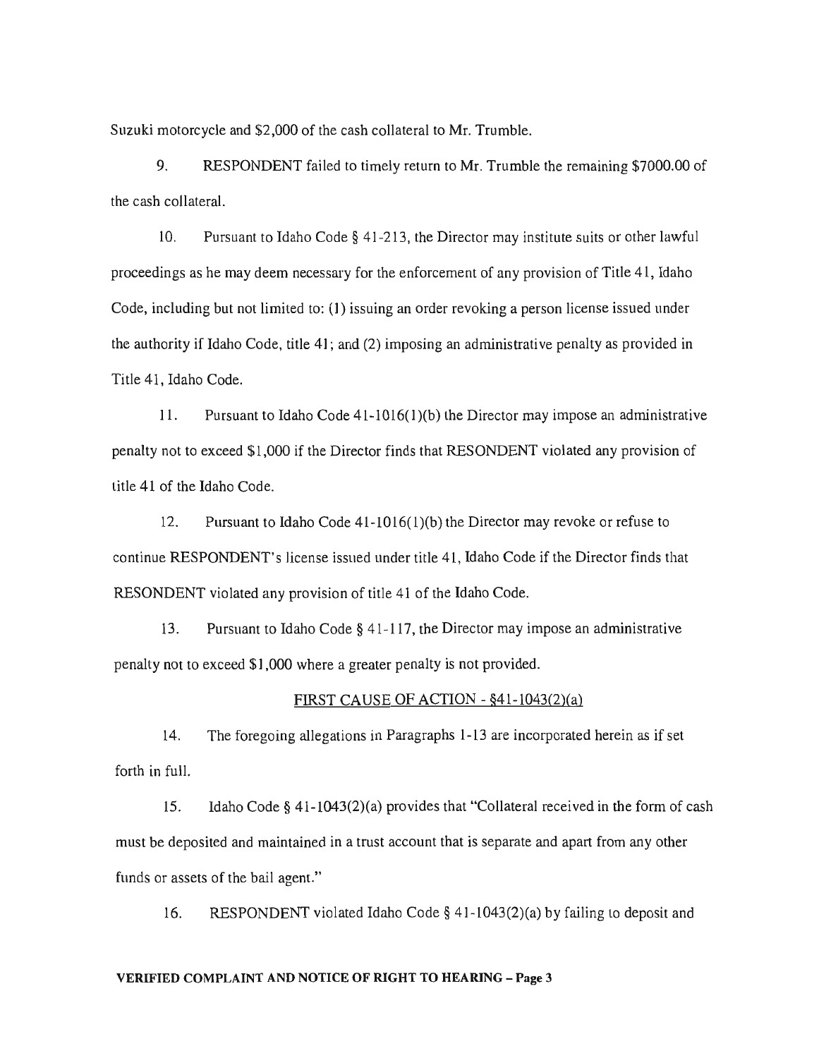Suzuki motorcycle and $2,000 of the cash collateral to Mr. Trumble.

9. RESPONDENT failed to timely return to Mr. Trumble the remaining $7000.00 of the cash collateral.

10. Pursuant to Idaho Code § 41-213, the Director may institute suits or other lawful proceedings as he may deem necessary for the enforcement of any provision of Title 41, Idaho Code, including but not limited to: (1) issuing an order revoking a person license issued under the authority if Idaho Code, title 41; and (2) imposing an administrative penalty as provided in Title 41, Idaho Code.

11. Pursuant to Idaho Code 41-1016(1)(b) the Director may impose an administrative penalty not to exceed $1,000 if the Director finds that RESONDENT violated any provision of title 41 of the Idaho Code.

12. Pursuant to Idaho Code 41-1016(1)(b) the Director may revoke or refuse to continue RESPONDENT's license issued under title 41, Idaho Code if the Director finds that RESONDENT violated any provision of title 41 of the Idaho Code.

13. Pursuant to Idaho Code § 41-117, the Director may impose an administrative penalty not to exceed $1,000 where a greater penalty is not provided.

FIRST CAUSE OF ACTION - §41-1043(2)(a)

14. The foregoing allegations in Paragraphs 1-13 are incorporated herein as if set forth in full.

15. Idaho Code § 41-1043(2)(a) provides that "Collateral received in the form of cash must be deposited and maintained in a trust account that is separate and apart from any other funds or assets of the bail agent."

16. RESPONDENT violated Idaho Code § 41-1043(2)(a) by failing to deposit and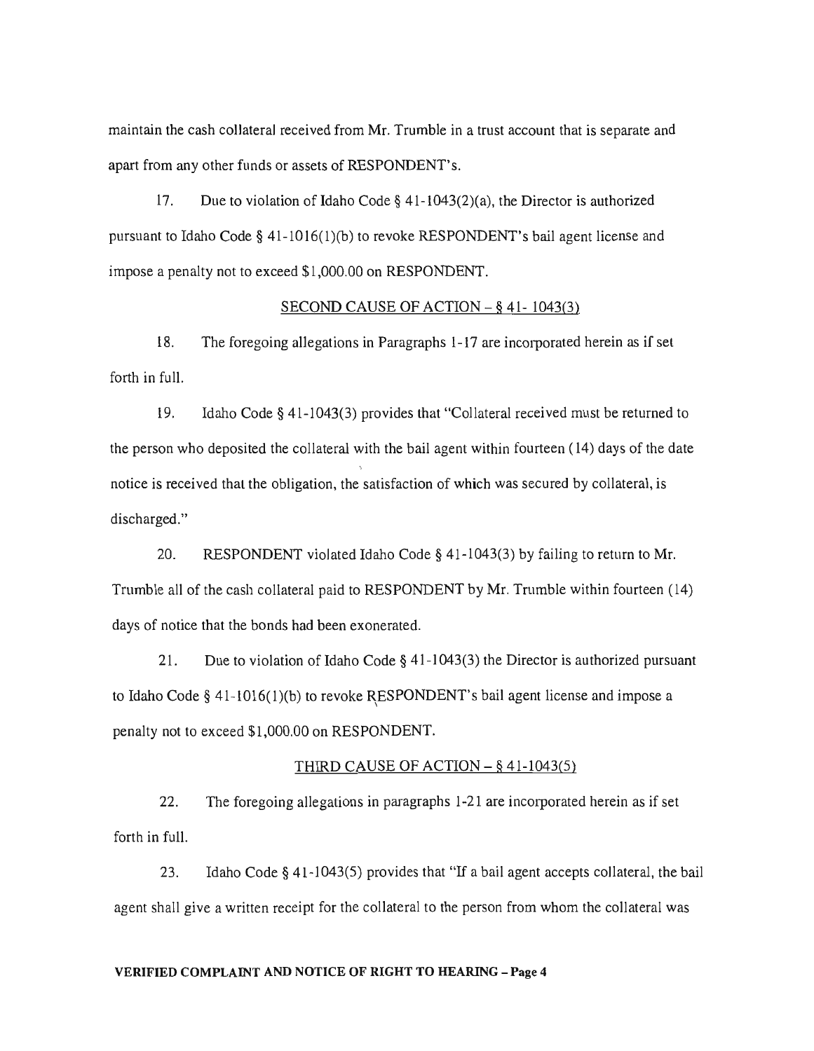maintain the cash collateral received from Mr. Trumble in a trust account that is separate and apart from any other funds or assets of RESPONDENT's.

17. Due to violation of Idaho Code § 41-1043(2)(a), the Director is authorized pursuant to Idaho Code § 41-1016(1)(b) to revoke RESPONDENT's bail agent license and impose a penalty not to exceed $1,000.00 on RESPONDENT.

## SECOND CAUSE OF ACTION – § 41- 1043(3)

18. The foregoing allegations in Paragraphs 1-17 are incorporated herein as if set forth in full.

19. Idaho Code § 41-1043(3) provides that "Collateral received must be returned to the person who deposited the collateral with the bail agent within fourteen (14) days of the date notice is received that the obligation, the satisfaction of which was secured by collateral, is discharged."

20. RESPONDENT violated Idaho Code § 41-1043(3) by failing to return to Mr. Trumble all of the cash collateral paid to RESPONDENT by Mr. Trumble within fourteen (14) days of notice that the bonds had been exonerated.

21. Due to violation of Idaho Code § 41-1043(3) the Director is authorized pursuant to Idaho Code § 41-1016(1)(b) to revoke RESPONDENT's bail agent license and impose a penalty not to exceed $1,000.00 on RESPONDENT.

## THIRD CAUSE OF ACTION – § 41-1043(5)

22. The foregoing allegations in paragraphs 1-21 are incorporated herein as if set forth in full.

23. Idaho Code § 41-1043(5) provides that "If a bail agent accepts collateral, the bail agent shall give a written receipt for the collateral to the person from whom the collateral was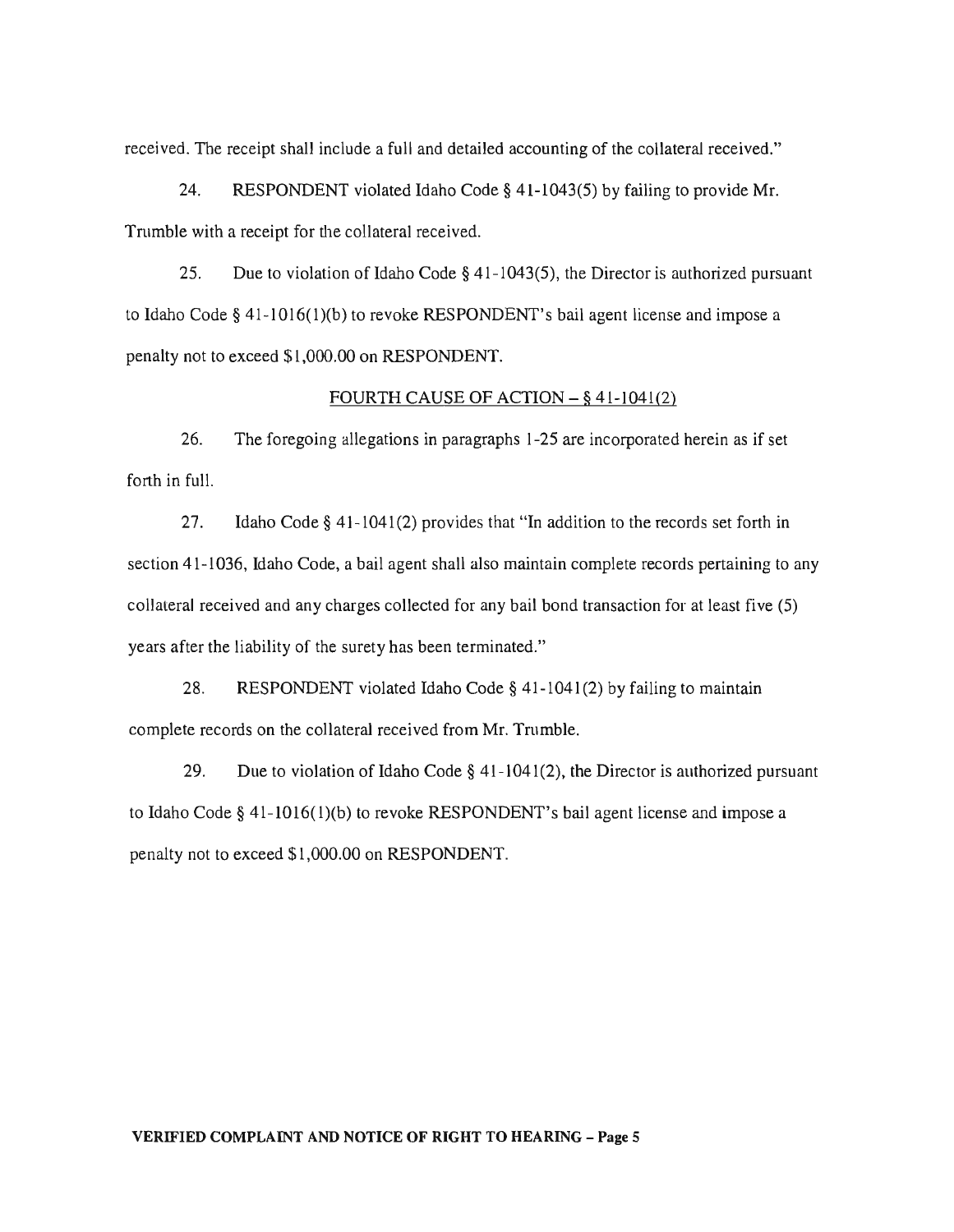received. The receipt shall include a full and detailed accounting of the collateral received."

24. RESPONDENT violated Idaho Code § 41-1043(5) by failing to provide Mr. Trumble with a receipt for the collateral received.

25. Due to violation of Idaho Code § 41-1043(5), the Director is authorized pursuant to Idaho Code § 41-1016(1)(b) to revoke RESPONDENT's bail agent license and impose a penalty not to exceed $1,000.00 on RESPONDENT.

FOURTH CAUSE OF ACTION – § 41-1041(2)

26. The foregoing allegations in paragraphs 1-25 are incorporated herein as if set forth in full.

27. Idaho Code § 41-1041(2) provides that "In addition to the records set forth in section 41-1036, Idaho Code, a bail agent shall also maintain complete records pertaining to any collateral received and any charges collected for any bail bond transaction for at least five (5) years after the liability of the surety has been terminated."

28. RESPONDENT violated Idaho Code § 41-1041(2) by failing to maintain complete records on the collateral received from Mr. Trumble.

29. Due to violation of Idaho Code § 41-1041(2), the Director is authorized pursuant to Idaho Code § 41-1016(1)(b) to revoke RESPONDENT's bail agent license and impose a penalty not to exceed $1,000.00 on RESPONDENT.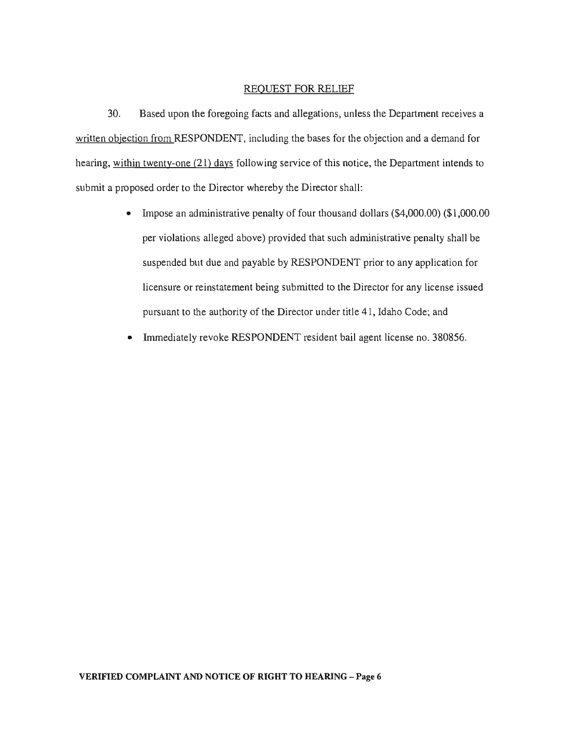## REQUEST FOR RELIEF

30. Based upon the foregoing facts and allegations, unless the Department receives a written objection from RESPONDENT, including the bases for the objection and a demand for hearing, within twenty-one (21) days following service of this notice, the Department intends to submit a proposed order to the Director whereby the Director shall:

- Impose an administrative penalty of four thousand dollars ($4,000.00) ($1,000.00 per violations alleged above) provided that such administrative penalty shall be suspended but due and payable by RESPONDENT prior to any application for licensure or reinstatement being submitted to the Director for any license issued pursuant to the authority of the Director under title 41, Idaho Code; and
- Immediately revoke RESPONDENT resident bail agent license no. 380856.

**VERIFIED COMPLAINT AND NOTICE OF RIGHT TO HEARING – Page 6**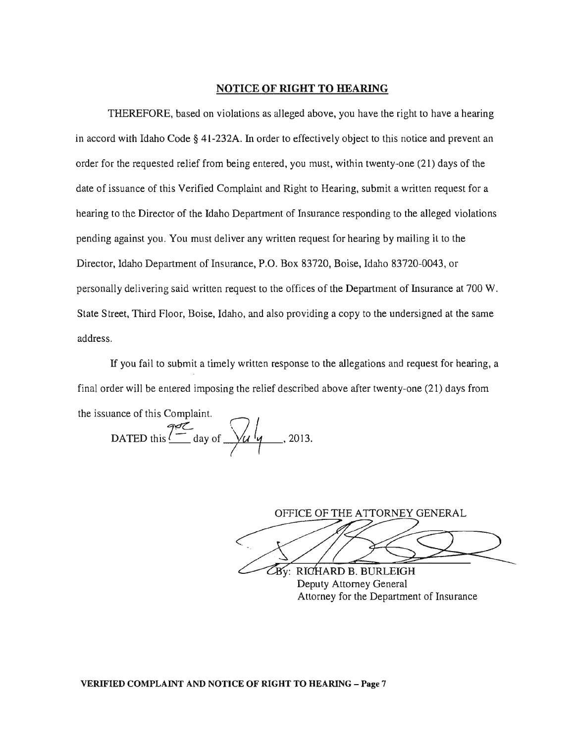## NOTICE OF RIGHT TO HEARING

THEREFORE, based on violations as alleged above, you have the right to have a hearing in accord with Idaho Code § 41-232A. In order to effectively object to this notice and prevent an order for the requested relief from being entered, you must, within twenty-one (21) days of the date of issuance of this Verified Complaint and Right to Hearing, submit a written request for a hearing to the Director of the Idaho Department of Insurance responding to the alleged violations pending against you. You must deliver any written request for hearing by mailing it to the Director, Idaho Department of Insurance, P.O. Box 83720, Boise, Idaho 83720-0043, or personally delivering said written request to the offices of the Department of Insurance at 700 W. State Street, Third Floor, Boise, Idaho, and also providing a copy to the undersigned at the same address.

If you fail to submit a timely written response to the allegations and request for hearing, a final order will be entered imposing the relief described above after twenty-one (21) days from the issuance of this Complaint.

DATED this 1st day of July, 2013.

OFFICE OF THE ATTORNEY GENERAL

By: RICHARD B. BURLEIGH
Deputy Attorney General
Attorney for the Department of Insurance

**VERIFIED COMPLAINT AND NOTICE OF RIGHT TO HEARING – Page 7**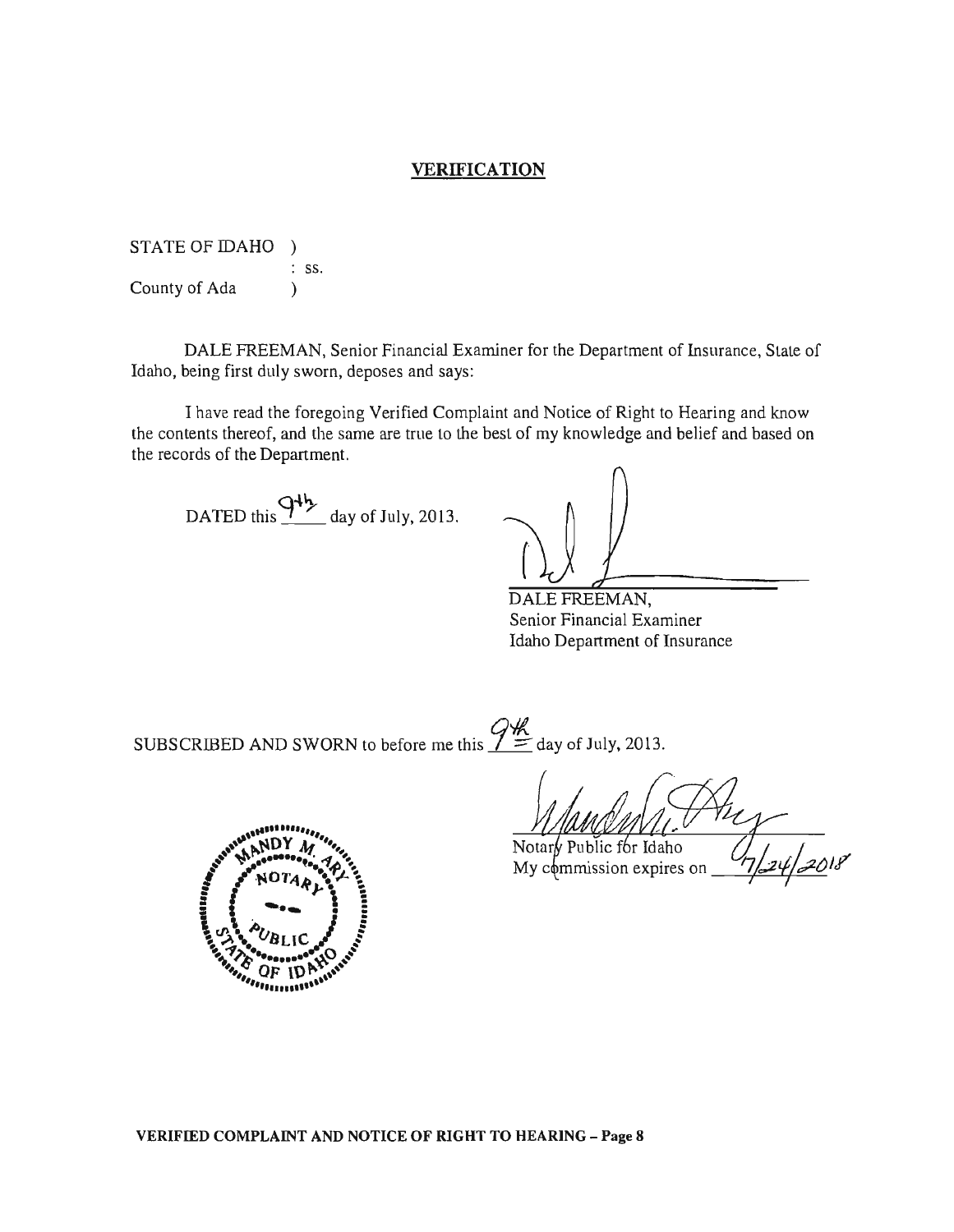## VERIFICATION

STATE OF IDAHO )
: ss.
County of Ada )

DALE FREEMAN, Senior Financial Examiner for the Department of Insurance, State of Idaho, being first duly sworn, deposes and says:

I have read the foregoing Verified Complaint and Notice of Right to Hearing and know the contents thereof, and the same are true to the best of my knowledge and belief and based on the records of the Department.

DATED this 9th day of July, 2013.

DALE FREEMAN,
Senior Financial Examiner
Idaho Department of Insurance

SUBSCRIBED AND SWORN to before me this 9th day of July, 2013.

MANDY M. ARY
NOTARY PUBLIC
STATE OF IDAHO

Notary Public for Idaho
My commission expires on 7/24/2018

**VERIFIED COMPLAINT AND NOTICE OF RIGHT TO HEARING – Page 8**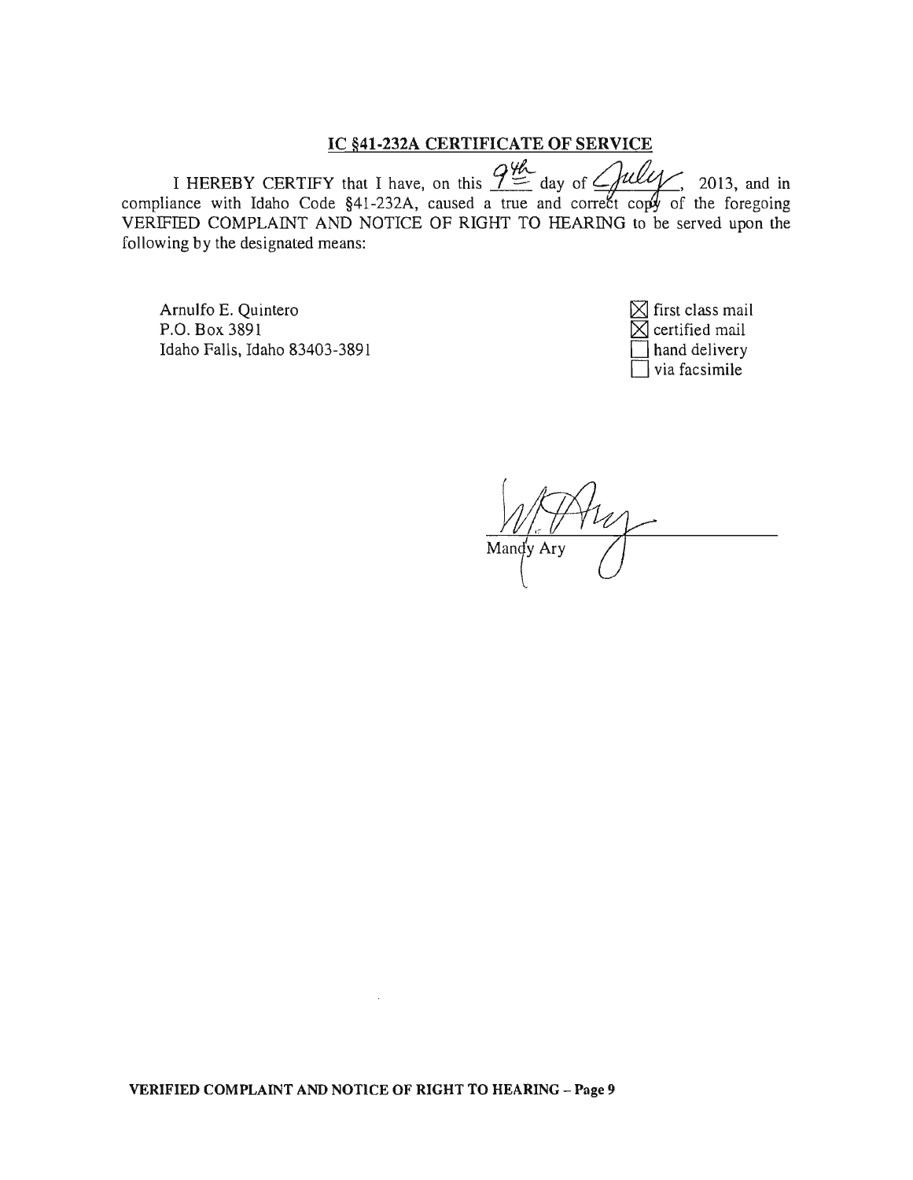## IC §41-232A CERTIFICATE OF SERVICE

I HEREBY CERTIFY that I have, on this 9th day of July, 2013, and in compliance with Idaho Code §41-232A, caused a true and correct copy of the foregoing VERIFIED COMPLAINT AND NOTICE OF RIGHT TO HEARING to be served upon the following by the designated means:

Arnulfo E. Quintero
P.O. Box 3891
Idaho Falls, Idaho 83403-3891

- [x] first class mail
- [x] certified mail
- [ ] hand delivery
- [ ] via facsimile

Mandy Ary

**VERIFIED COMPLAINT AND NOTICE OF RIGHT TO HEARING – Page 9**